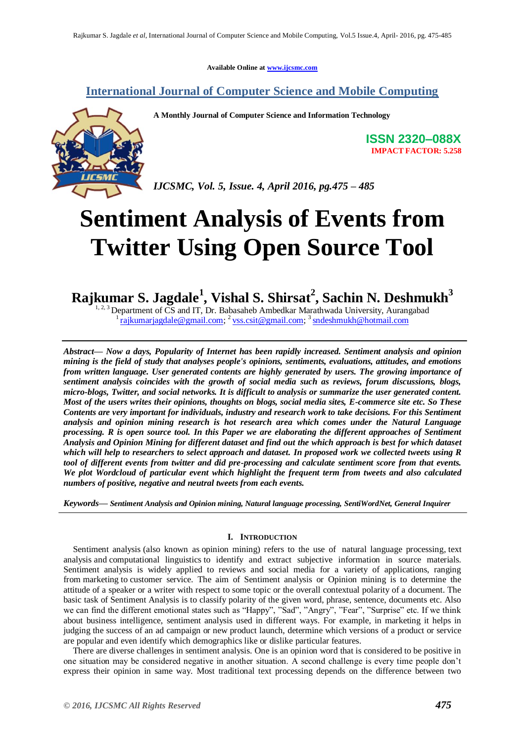Available Online at www.ijcsmc.com

## International Journal of Computer Science and Mobile Computing

**A Monthly Journal of Computer Science and Information Technology**

**ISSN 2320–088X**
**IMPACT FACTOR: 5.258**

*IJCSMC, Vol. 5, Issue. 4, April 2016, pg.475 – 485*

# Sentiment Analysis of Events from Twitter Using Open Source Tool

**Rajkumar S. Jagdale[1], Vishal S. Shirsat[2], Sachin N. Deshmukh[3]**

[1, 2, 3] Department of CS and IT, Dr. Babasaheb Ambedkar Marathwada University, Aurangabad
[1] rajkumarjagdale@gmail.com; [2] vss.csit@gmail.com; [3] sndeshmukh@hotmail.com

***Abstract*— *Now a days, Popularity of Internet has been rapidly increased. Sentiment analysis and opinion mining is the field of study that analyses people's opinions, sentiments, evaluations, attitudes, and emotions from written language. User generated contents are highly generated by users. The growing importance of sentiment analysis coincides with the growth of social media such as reviews, forum discussions, blogs, micro-blogs, Twitter, and social networks. It is difficult to analysis or summarize the user generated content. Most of the users writes their opinions, thoughts on blogs, social media sites, E-commerce site etc. So These Contents are very important for individuals, industry and research work to take decisions. For this Sentiment analysis and opinion mining research is hot research area which comes under the Natural Language processing. R is open source tool. In this Paper we are elaborating the different approaches of Sentiment Analysis and Opinion Mining for different dataset and find out the which approach is best for which dataset which will help to researchers to select approach and dataset. In proposed work we collected tweets using R tool of different events from twitter and did pre-processing and calculate sentiment score from that events. We plot Wordcloud of particular event which highlight the frequent term from tweets and also calculated numbers of positive, negative and neutral tweets from each events.***

***Keywords*— *Sentiment Analysis and Opinion mining, Natural language processing, SentiWordNet, General Inquirer***

## I. INTRODUCTION

Sentiment analysis (also known as opinion mining) refers to the use of natural language processing, text analysis and computational linguistics to identify and extract subjective information in source materials. Sentiment analysis is widely applied to reviews and social media for a variety of applications, ranging from marketing to customer service. The aim of Sentiment analysis or Opinion mining is to determine the attitude of a speaker or a writer with respect to some topic or the overall contextual polarity of a document. The basic task of Sentiment Analysis is to classify polarity of the given word, phrase, sentence, documents etc. Also we can find the different emotional states such as "Happy", "Sad", "Angry", "Fear", "Surprise" etc. If we think about business intelligence, sentiment analysis used in different ways. For example, in marketing it helps in judging the success of an ad campaign or new product launch, determine which versions of a product or service are popular and even identify which demographics like or dislike particular features.

There are diverse challenges in sentiment analysis. One is an opinion word that is considered to be positive in one situation may be considered negative in another situation. A second challenge is every time people don't express their opinion in same way. Most traditional text processing depends on the difference between two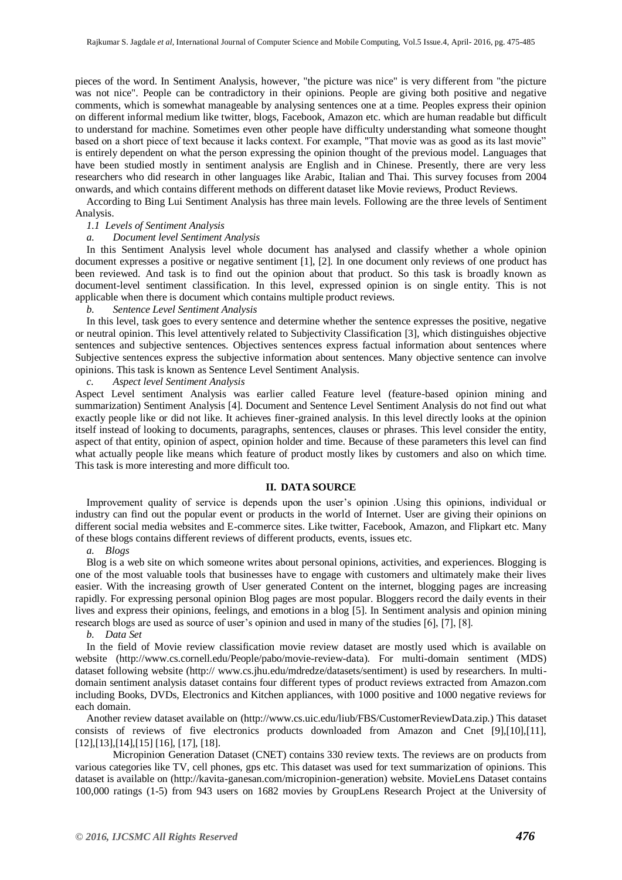pieces of the word. In Sentiment Analysis, however, "the picture was nice" is very different from "the picture was not nice". People can be contradictory in their opinions. People are giving both positive and negative comments, which is somewhat manageable by analysing sentences one at a time. Peoples express their opinion on different informal medium like twitter, blogs, Facebook, Amazon etc. which are human readable but difficult to understand for machine. Sometimes even other people have difficulty understanding what someone thought based on a short piece of text because it lacks context. For example, "That movie was as good as its last movie" is entirely dependent on what the person expressing the opinion thought of the previous model. Languages that have been studied mostly in sentiment analysis are English and in Chinese. Presently, there are very less researchers who did research in other languages like Arabic, Italian and Thai. This survey focuses from 2004 onwards, and which contains different methods on different dataset like Movie reviews, Product Reviews.

According to Bing Lui Sentiment Analysis has three main levels. Following are the three levels of Sentiment Analysis.

### *1.1 Levels of Sentiment Analysis*

#### *a. Document level Sentiment Analysis*

In this Sentiment Analysis level whole document has analysed and classify whether a whole opinion document expresses a positive or negative sentiment [1], [2]. In one document only reviews of one product has been reviewed. And task is to find out the opinion about that product. So this task is broadly known as document-level sentiment classification. In this level, expressed opinion is on single entity. This is not applicable when there is document which contains multiple product reviews.

#### *b. Sentence Level Sentiment Analysis*

In this level, task goes to every sentence and determine whether the sentence expresses the positive, negative or neutral opinion. This level attentively related to Subjectivity Classification [3], which distinguishes objective sentences and subjective sentences. Objectives sentences express factual information about sentences where Subjective sentences express the subjective information about sentences. Many objective sentence can involve opinions. This task is known as Sentence Level Sentiment Analysis.

#### *c. Aspect level Sentiment Analysis*

Aspect Level sentiment Analysis was earlier called Feature level (feature-based opinion mining and summarization) Sentiment Analysis [4]. Document and Sentence Level Sentiment Analysis do not find out what exactly people like or did not like. It achieves finer-grained analysis. In this level directly looks at the opinion itself instead of looking to documents, paragraphs, sentences, clauses or phrases. This level consider the entity, aspect of that entity, opinion of aspect, opinion holder and time. Because of these parameters this level can find what actually people like means which feature of product mostly likes by customers and also on which time. This task is more interesting and more difficult too.

## II. DATA SOURCE

Improvement quality of service is depends upon the user's opinion .Using this opinions, individual or industry can find out the popular event or products in the world of Internet. User are giving their opinions on different social media websites and E-commerce sites. Like twitter, Facebook, Amazon, and Flipkart etc. Many of these blogs contains different reviews of different products, events, issues etc.

#### *a. Blogs*

Blog is a web site on which someone writes about personal opinions, activities, and experiences. Blogging is one of the most valuable tools that businesses have to engage with customers and ultimately make their lives easier. With the increasing growth of User generated Content on the internet, blogging pages are increasing rapidly. For expressing personal opinion Blog pages are most popular. Bloggers record the daily events in their lives and express their opinions, feelings, and emotions in a blog [5]. In Sentiment analysis and opinion mining research blogs are used as source of user's opinion and used in many of the studies [6], [7], [8].

#### *b. Data Set*

In the field of Movie review classification movie review dataset are mostly used which is available on website (http://www.cs.cornell.edu/People/pabo/movie-review-data). For multi-domain sentiment (MDS) dataset following website (http:// www.cs.jhu.edu/mdredze/datasets/sentiment) is used by researchers. In multi-domain sentiment analysis dataset contains four different types of product reviews extracted from Amazon.com including Books, DVDs, Electronics and Kitchen appliances, with 1000 positive and 1000 negative reviews for each domain.

Another review dataset available on (http://www.cs.uic.edu/liub/FBS/CustomerReviewData.zip.) This dataset consists of reviews of five electronics products downloaded from Amazon and Cnet [9],[10],[11], [12],[13],[14],[15] [16], [17], [18].

Micropinion Generation Dataset (CNET) contains 330 review texts. The reviews are on products from various categories like TV, cell phones, gps etc. This dataset was used for text summarization of opinions. This dataset is available on (http://kavita-ganesan.com/micropinion-generation) website. MovieLens Dataset contains 100,000 ratings (1-5) from 943 users on 1682 movies by GroupLens Research Project at the University of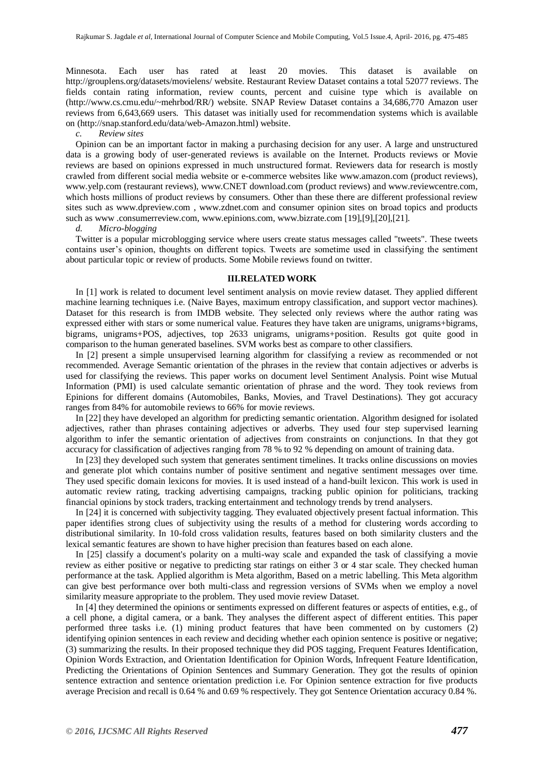Minnesota. Each user has rated at least 20 movies. This dataset is available on http://grouplens.org/datasets/movielens/ website. Restaurant Review Dataset contains a total 52077 reviews. The fields contain rating information, review counts, percent and cuisine type which is available on (http://www.cs.cmu.edu/~mehrbod/RR/) website. SNAP Review Dataset contains a 34,686,770 Amazon user reviews from 6,643,669 users. This dataset was initially used for recommendation systems which is available on (http://snap.stanford.edu/data/web-Amazon.html) website.

*c. Review sites*

Opinion can be an important factor in making a purchasing decision for any user. A large and unstructured data is a growing body of user-generated reviews is available on the Internet. Products reviews or Movie reviews are based on opinions expressed in much unstructured format. Reviewers data for research is mostly crawled from different social media website or e-commerce websites like www.amazon.com (product reviews), www.yelp.com (restaurant reviews), www.CNET download.com (product reviews) and www.reviewcentre.com, which hosts millions of product reviews by consumers. Other than these there are different professional review sites such as www.dpreview.com , www.zdnet.com and consumer opinion sites on broad topics and products such as www .consumerreview.com, www.epinions.com, www.bizrate.com [19],[9],[20],[21].

*d. Micro-blogging*

Twitter is a popular microblogging service where users create status messages called "tweets". These tweets contains user's opinion, thoughts on different topics. Tweets are sometime used in classifying the sentiment about particular topic or review of products. Some Mobile reviews found on twitter.

## III.RELATED WORK

In [1] work is related to document level sentiment analysis on movie review dataset. They applied different machine learning techniques i.e. (Naive Bayes, maximum entropy classification, and support vector machines). Dataset for this research is from IMDB website. They selected only reviews where the author rating was expressed either with stars or some numerical value. Features they have taken are unigrams, unigrams+bigrams, bigrams, unigrams+POS, adjectives, top 2633 unigrams, unigrams+position. Results got quite good in comparison to the human generated baselines. SVM works best as compare to other classifiers.

In [2] present a simple unsupervised learning algorithm for classifying a review as recommended or not recommended. Average Semantic orientation of the phrases in the review that contain adjectives or adverbs is used for classifying the reviews. This paper works on document level Sentiment Analysis. Point wise Mutual Information (PMI) is used calculate semantic orientation of phrase and the word. They took reviews from Epinions for different domains (Automobiles, Banks, Movies, and Travel Destinations). They got accuracy ranges from 84% for automobile reviews to 66% for movie reviews.

In [22] they have developed an algorithm for predicting semantic orientation. Algorithm designed for isolated adjectives, rather than phrases containing adjectives or adverbs. They used four step supervised learning algorithm to infer the semantic orientation of adjectives from constraints on conjunctions. In that they got accuracy for classification of adjectives ranging from 78 % to 92 % depending on amount of training data.

In [23] they developed such system that generates sentiment timelines. It tracks online discussions on movies and generate plot which contains number of positive sentiment and negative sentiment messages over time. They used specific domain lexicons for movies. It is used instead of a hand-built lexicon. This work is used in automatic review rating, tracking advertising campaigns, tracking public opinion for politicians, tracking financial opinions by stock traders, tracking entertainment and technology trends by trend analysers.

In [24] it is concerned with subjectivity tagging. They evaluated objectively present factual information. This paper identifies strong clues of subjectivity using the results of a method for clustering words according to distributional similarity. In 10-fold cross validation results, features based on both similarity clusters and the lexical semantic features are shown to have higher precision than features based on each alone.

In [25] classify a document's polarity on a multi-way scale and expanded the task of classifying a movie review as either positive or negative to predicting star ratings on either 3 or 4 star scale. They checked human performance at the task. Applied algorithm is Meta algorithm, Based on a metric labelling. This Meta algorithm can give best performance over both multi-class and regression versions of SVMs when we employ a novel similarity measure appropriate to the problem. They used movie review Dataset.

In [4] they determined the opinions or sentiments expressed on different features or aspects of entities, e.g., of a cell phone, a digital camera, or a bank. They analyses the different aspect of different entities. This paper performed three tasks i.e. (1) mining product features that have been commented on by customers (2) identifying opinion sentences in each review and deciding whether each opinion sentence is positive or negative; (3) summarizing the results. In their proposed technique they did POS tagging, Frequent Features Identification, Opinion Words Extraction, and Orientation Identification for Opinion Words, Infrequent Feature Identification, Predicting the Orientations of Opinion Sentences and Summary Generation. They got the results of opinion sentence extraction and sentence orientation prediction i.e. For Opinion sentence extraction for five products average Precision and recall is 0.64 % and 0.69 % respectively. They got Sentence Orientation accuracy 0.84 %.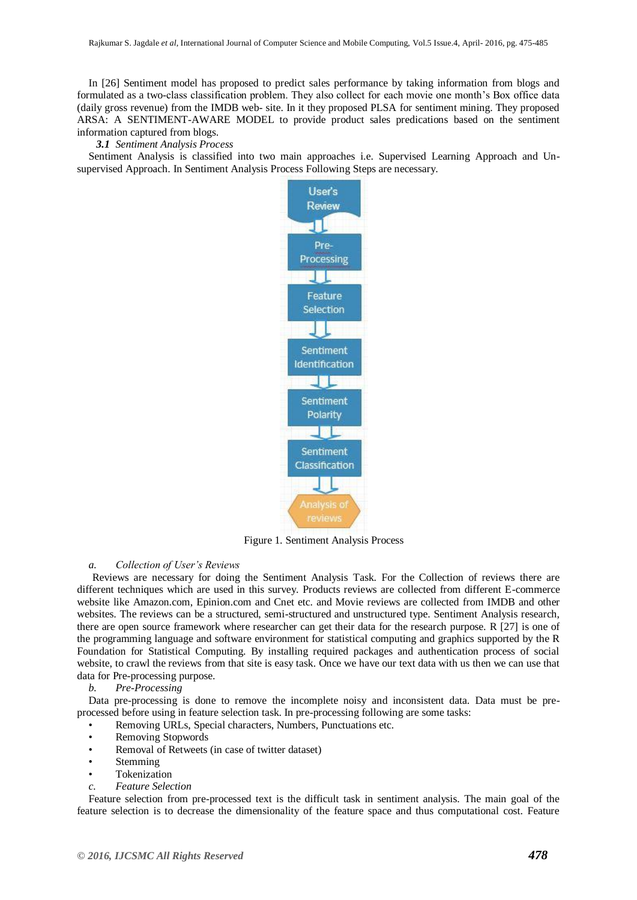In [26] Sentiment model has proposed to predict sales performance by taking information from blogs and formulated as a two-class classification problem. They also collect for each movie one month's Box office data (daily gross revenue) from the IMDB web- site. In it they proposed PLSA for sentiment mining. They proposed ARSA: A SENTIMENT-AWARE MODEL to provide product sales predications based on the sentiment information captured from blogs.

### *3.1 Sentiment Analysis Process*

Sentiment Analysis is classified into two main approaches i.e. Supervised Learning Approach and Un-supervised Approach. In Sentiment Analysis Process Following Steps are necessary.

User's Review
Pre-Processing
Feature Selection
Sentiment Identification
Sentiment Polarity
Sentiment Classification
Analysis of reviews

Figure 1. Sentiment Analysis Process

#### a. *Collection of User's Reviews*

Reviews are necessary for doing the Sentiment Analysis Task. For the Collection of reviews there are different techniques which are used in this survey. Products reviews are collected from different E-commerce website like Amazon.com, Epinion.com and Cnet etc. and Movie reviews are collected from IMDB and other websites. The reviews can be a structured, semi-structured and unstructured type. Sentiment Analysis research, there are open source framework where researcher can get their data for the research purpose. R [27] is one of the programming language and software environment for statistical computing and graphics supported by the R Foundation for Statistical Computing. By installing required packages and authentication process of social website, to crawl the reviews from that site is easy task. Once we have our text data with us then we can use that data for Pre-processing purpose.

#### b. *Pre-Processing*

Data pre-processing is done to remove the incomplete noisy and inconsistent data. Data must be pre-processed before using in feature selection task. In pre-processing following are some tasks:

- Removing URLs, Special characters, Numbers, Punctuations etc.
- Removing Stopwords
- Removal of Retweets (in case of twitter dataset)
- Stemming
- Tokenization

#### c. *Feature Selection*

Feature selection from pre-processed text is the difficult task in sentiment analysis. The main goal of the feature selection is to decrease the dimensionality of the feature space and thus computational cost. Feature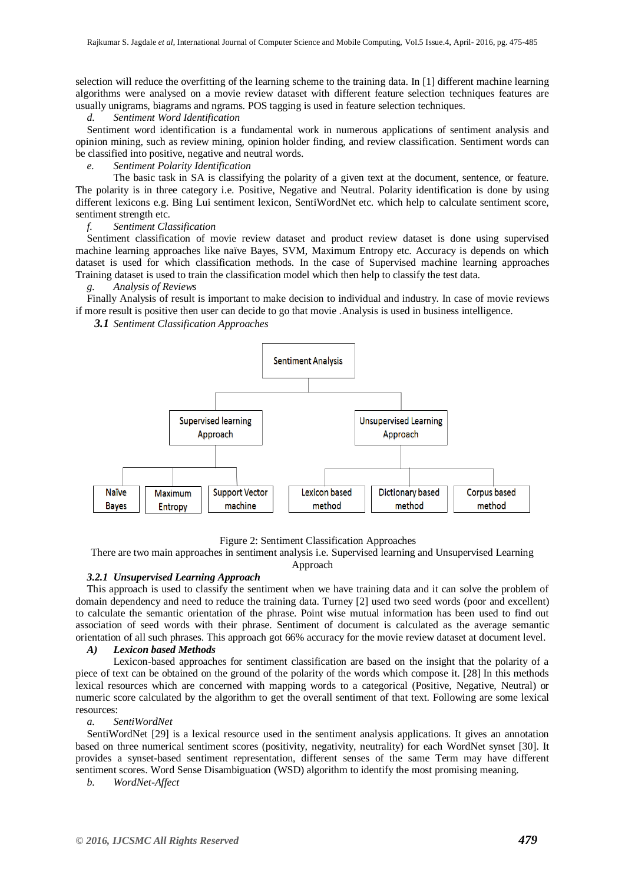selection will reduce the overfitting of the learning scheme to the training data. In [1] different machine learning algorithms were analysed on a movie review dataset with different feature selection techniques features are usually unigrams, biagrams and ngrams. POS tagging is used in feature selection techniques.

*d. Sentiment Word Identification*

Sentiment word identification is a fundamental work in numerous applications of sentiment analysis and opinion mining, such as review mining, opinion holder finding, and review classification. Sentiment words can be classified into positive, negative and neutral words.

*e. Sentiment Polarity Identification*

The basic task in SA is classifying the polarity of a given text at the document, sentence, or feature. The polarity is in three category i.e. Positive, Negative and Neutral. Polarity identification is done by using different lexicons e.g. Bing Lui sentiment lexicon, SentiWordNet etc. which help to calculate sentiment score, sentiment strength etc.

*f. Sentiment Classification*

Sentiment classification of movie review dataset and product review dataset is done using supervised machine learning approaches like naïve Bayes, SVM, Maximum Entropy etc. Accuracy is depends on which dataset is used for which classification methods. In the case of Supervised machine learning approaches Training dataset is used to train the classification model which then help to classify the test data.

*g. Analysis of Reviews*

Finally Analysis of result is important to make decision to individual and industry. In case of movie reviews if more result is positive then user can decide to go that movie .Analysis is used in business intelligence.

***3.1*** *Sentiment Classification Approaches*

Sentiment Analysis

Supervised learning Approach

Unsupervised Learning Approach

Naïve Bayes

Maximum Entropy

Support Vector machine

Lexicon based method

Dictionary based method

Corpus based method

Figure 2: Sentiment Classification Approaches

There are two main approaches in sentiment analysis i.e. Supervised learning and Unsupervised Learning Approach

***3.2.1 Unsupervised Learning Approach***

This approach is used to classify the sentiment when we have training data and it can solve the problem of domain dependency and need to reduce the training data. Turney [2] used two seed words (poor and excellent) to calculate the semantic orientation of the phrase. Point wise mutual information has been used to find out association of seed words with their phrase. Sentiment of document is calculated as the average semantic orientation of all such phrases. This approach got 66% accuracy for the movie review dataset at document level.

***A) Lexicon based Methods***

Lexicon-based approaches for sentiment classification are based on the insight that the polarity of a piece of text can be obtained on the ground of the polarity of the words which compose it. [28] In this methods lexical resources which are concerned with mapping words to a categorical (Positive, Negative, Neutral) or numeric score calculated by the algorithm to get the overall sentiment of that text. Following are some lexical resources:

*a. SentiWordNet*

SentiWordNet [29] is a lexical resource used in the sentiment analysis applications. It gives an annotation based on three numerical sentiment scores (positivity, negativity, neutrality) for each WordNet synset [30]. It provides a synset-based sentiment representation, different senses of the same Term may have different sentiment scores. Word Sense Disambiguation (WSD) algorithm to identify the most promising meaning.

*b. WordNet-Affect*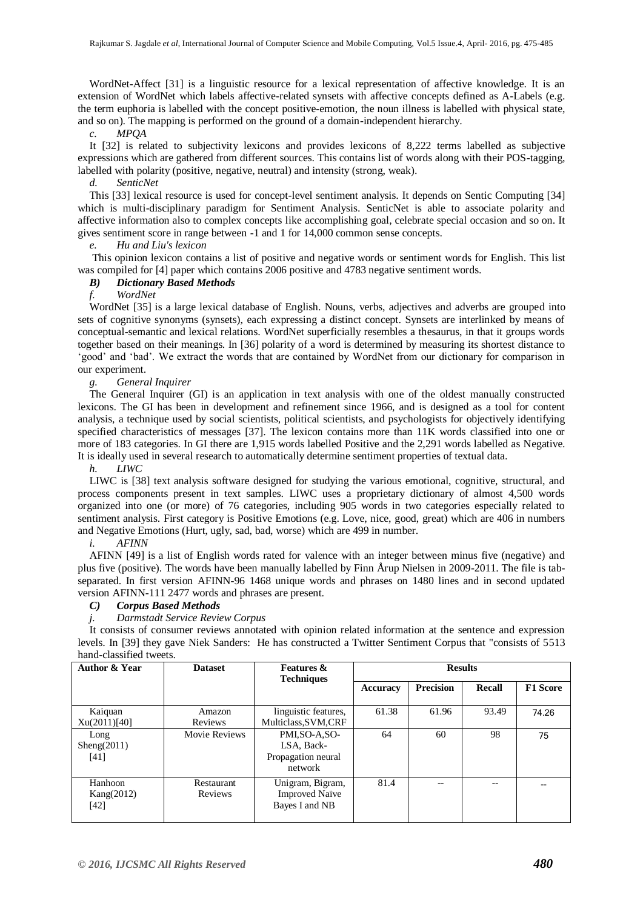WordNet-Affect [31] is a linguistic resource for a lexical representation of affective knowledge. It is an extension of WordNet which labels affective-related synsets with affective concepts defined as A-Labels (e.g. the term euphoria is labelled with the concept positive-emotion, the noun illness is labelled with physical state, and so on). The mapping is performed on the ground of a domain-independent hierarchy.

*c. MPQA*

It [32] is related to subjectivity lexicons and provides lexicons of 8,222 terms labelled as subjective expressions which are gathered from different sources. This contains list of words along with their POS-tagging, labelled with polarity (positive, negative, neutral) and intensity (strong, weak).

*d. SenticNet*

This [33] lexical resource is used for concept-level sentiment analysis. It depends on Sentic Computing [34] which is multi-disciplinary paradigm for Sentiment Analysis. SenticNet is able to associate polarity and affective information also to complex concepts like accomplishing goal, celebrate special occasion and so on. It gives sentiment score in range between -1 and 1 for 14,000 common sense concepts.

*e. Hu and Liu's lexicon*

This opinion lexicon contains a list of positive and negative words or sentiment words for English. This list was compiled for [4] paper which contains 2006 positive and 4783 negative sentiment words.

### *B) Dictionary Based Methods*

*f. WordNet*

WordNet [35] is a large lexical database of English. Nouns, verbs, adjectives and adverbs are grouped into sets of cognitive synonyms (synsets), each expressing a distinct concept. Synsets are interlinked by means of conceptual-semantic and lexical relations. WordNet superficially resembles a thesaurus, in that it groups words together based on their meanings. In [36] polarity of a word is determined by measuring its shortest distance to 'good' and 'bad'. We extract the words that are contained by WordNet from our dictionary for comparison in our experiment.

*g. General Inquirer*

The General Inquirer (GI) is an application in text analysis with one of the oldest manually constructed lexicons. The GI has been in development and refinement since 1966, and is designed as a tool for content analysis, a technique used by social scientists, political scientists, and psychologists for objectively identifying specified characteristics of messages [37]. The lexicon contains more than 11K words classified into one or more of 183 categories. In GI there are 1,915 words labelled Positive and the 2,291 words labelled as Negative. It is ideally used in several research to automatically determine sentiment properties of textual data.

*h. LIWC*

LIWC is [38] text analysis software designed for studying the various emotional, cognitive, structural, and process components present in text samples. LIWC uses a proprietary dictionary of almost 4,500 words organized into one (or more) of 76 categories, including 905 words in two categories especially related to sentiment analysis. First category is Positive Emotions (e.g. Love, nice, good, great) which are 406 in numbers and Negative Emotions (Hurt, ugly, sad, bad, worse) which are 499 in number.

*i. AFINN*

AFINN [49] is a list of English words rated for valence with an integer between minus five (negative) and plus five (positive). The words have been manually labelled by Finn Årup Nielsen in 2009-2011. The file is tab-separated. In first version AFINN-96 1468 unique words and phrases on 1480 lines and in second updated version AFINN-111 2477 words and phrases are present.

### *C) Corpus Based Methods*

*j. Darmstadt Service Review Corpus*

It consists of consumer reviews annotated with opinion related information at the sentence and expression levels. In [39] they gave Niek Sanders: He has constructed a Twitter Sentiment Corpus that "consists of 5513 hand-classified tweets.

| Author & Year | Dataset | Features & Techniques | Results | | | |
|---|---|---|---|---|---|---|
| | | | Accuracy | Precision | Recall | F1 Score |
| Kaiquan Xu(2011)[40] | Amazon Reviews | linguistic features, Multiclass,SVM,CRF | 61.38 | 61.96 | 93.49 | 74.26 |
| Long Sheng(2011) [41] | Movie Reviews | PMI,SO-A,SO-LSA, Back-Propagation neural network | 64 | 60 | 98 | 75 |
| Hanhoon Kang(2012) [42] | Restaurant Reviews | Unigram, Bigram, Improved Naïve Bayes I and NB | 81.4 | -- | -- | -- |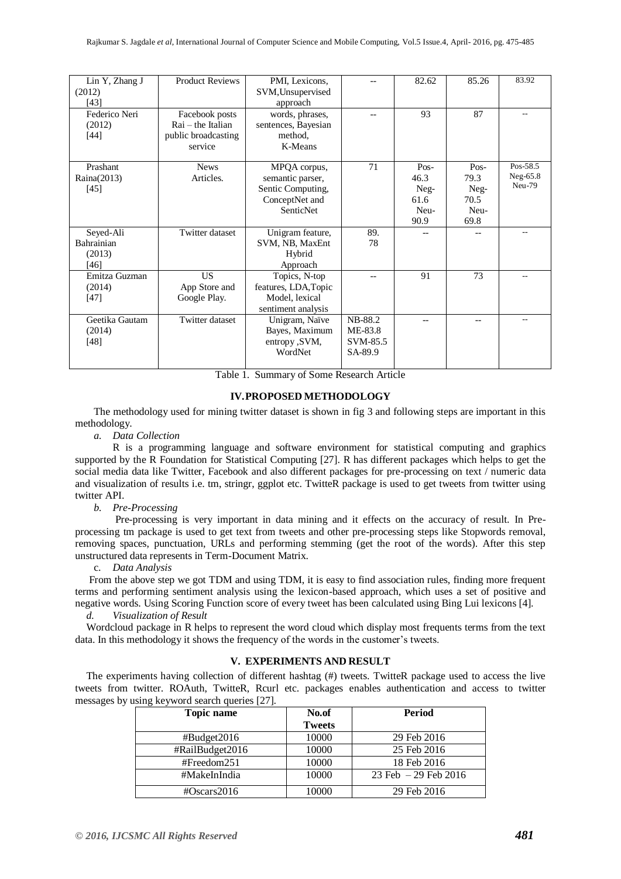| | | | | | | |
|---|---|---|---|---|---|---|
| Lin Y, Zhang J (2012) [43] | Product Reviews | PMI, Lexicons, SVM,Unsupervised approach | -- | 82.62 | 85.26 | 83.92 |
| Federico Neri (2012) [44] | Facebook posts Rai – the Italian public broadcasting service | words, phrases, sentences, Bayesian method, K-Means | -- | 93 | 87 | -- |
| Prashant Raina(2013) [45] | News Articles. | MPQA corpus, semantic parser, Sentic Computing, ConceptNet and SenticNet | 71 | Pos-46.3 Neg-61.6 Neu-90.9 | Pos-79.3 Neg-70.5 Neu-69.8 | Pos-58.5 Neg-65.8 Neu-79 |
| Seyed-Ali Bahrainian (2013) [46] | Twitter dataset | Unigram feature, SVM, NB, MaxEnt Hybrid Approach | 89.78 | -- | -- | -- |
| Emitza Guzman (2014) [47] | US App Store and Google Play. | Topics, N-top features, LDA,Topic Model, lexical sentiment analysis | -- | 91 | 73 | -- |
| Geetika Gautam (2014) [48] | Twitter dataset | Unigram, Naïve Bayes, Maximum entropy ,SVM, WordNet | NB-88.2 ME-83.8 SVM-85.5 SA-89.9 | -- | -- | -- |

Table 1. Summary of Some Research Article

## IV. PROPOSED METHODOLOGY

The methodology used for mining twitter dataset is shown in fig 3 and following steps are important in this methodology.

*a. Data Collection*

R is a programming language and software environment for statistical computing and graphics supported by the R Foundation for Statistical Computing [27]. R has different packages which helps to get the social media data like Twitter, Facebook and also different packages for pre-processing on text / numeric data and visualization of results i.e. tm, stringr, ggplot etc. TwitteR package is used to get tweets from twitter using twitter API.

*b. Pre-Processing*

Pre-processing is very important in data mining and it effects on the accuracy of result. In Pre-processing tm package is used to get text from tweets and other pre-processing steps like Stopwords removal, removing spaces, punctuation, URLs and performing stemming (get the root of the words). After this step unstructured data represents in Term-Document Matrix.

c. *Data Analysis*

From the above step we got TDM and using TDM, it is easy to find association rules, finding more frequent terms and performing sentiment analysis using the lexicon-based approach, which uses a set of positive and negative words. Using Scoring Function score of every tweet has been calculated using Bing Lui lexicons [4].

*d. Visualization of Result*

Wordcloud package in R helps to represent the word cloud which display most frequents terms from the text data. In this methodology it shows the frequency of the words in the customer's tweets.

## V. EXPERIMENTS AND RESULT

The experiments having collection of different hashtag (#) tweets. TwitteR package used to access the live tweets from twitter. ROAuth, TwitteR, Rcurl etc. packages enables authentication and access to twitter messages by using keyword search queries [27].

| Topic name | No.of Tweets | Period |
|---|---|---|
| #Budget2016 | 10000 | 29 Feb 2016 |
| #RailBudget2016 | 10000 | 25 Feb 2016 |
| #Freedom251 | 10000 | 18 Feb 2016 |
| #MakeInIndia | 10000 | 23 Feb – 29 Feb 2016 |
| #Oscars2016 | 10000 | 29 Feb 2016 |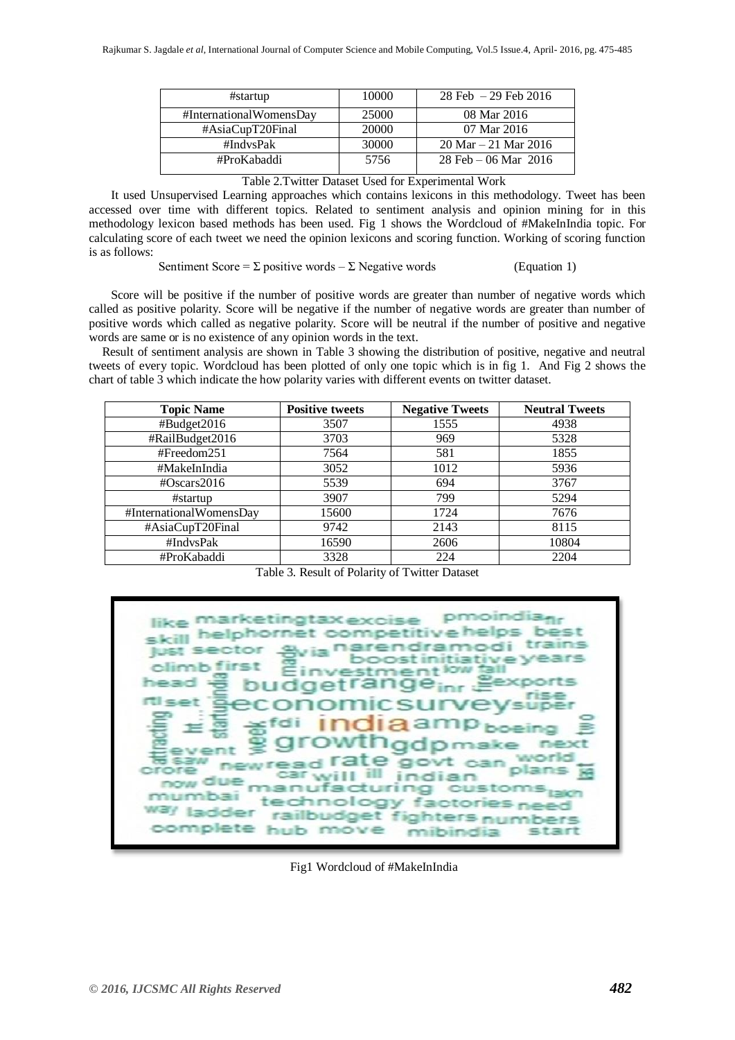| | | |
|---|---|---|
| #startup | 10000 | 28 Feb – 29 Feb 2016 |
| #InternationalWomensDay | 25000 | 08 Mar 2016 |
| #AsiaCupT20Final | 20000 | 07 Mar 2016 |
| #IndvsPak | 30000 | 20 Mar – 21 Mar 2016 |
| #ProKabaddi | 5756 | 28 Feb – 06 Mar 2016 |

Table 2.Twitter Dataset Used for Experimental Work

It used Unsupervised Learning approaches which contains lexicons in this methodology. Tweet has been accessed over time with different topics. Related to sentiment analysis and opinion mining for in this methodology lexicon based methods has been used. Fig 1 shows the Wordcloud of #MakeInIndia topic. For calculating score of each tweet we need the opinion lexicons and scoring function. Working of scoring function is as follows:

$$\text{Sentiment Score} = \Sigma \text{ positive words} - \Sigma \text{ Negative words} \qquad \text{(Equation 1)}$$

Score will be positive if the number of positive words are greater than number of negative words which called as positive polarity. Score will be negative if the number of negative words are greater than number of positive words which called as negative polarity. Score will be neutral if the number of positive and negative words are same or is no existence of any opinion words in the text.

Result of sentiment analysis are shown in Table 3 showing the distribution of positive, negative and neutral tweets of every topic. Wordcloud has been plotted of only one topic which is in fig 1. And Fig 2 shows the chart of table 3 which indicate the how polarity varies with different events on twitter dataset.

| Topic Name | Positive tweets | Negative Tweets | Neutral Tweets |
|---|---|---|---|
| #Budget2016 | 3507 | 1555 | 4938 |
| #RailBudget2016 | 3703 | 969 | 5328 |
| #Freedom251 | 7564 | 581 | 1855 |
| #MakeInIndia | 3052 | 1012 | 5936 |
| #Oscars2016 | 5539 | 694 | 3767 |
| #startup | 3907 | 799 | 5294 |
| #InternationalWomensDay | 15600 | 1724 | 7676 |
| #AsiaCupT20Final | 9742 | 2143 | 8115 |
| #IndvsPak | 16590 | 2606 | 10804 |
| #ProKabaddi | 3328 | 224 | 2204 |

Table 3. Result of Polarity of Twitter Dataset

like marketingtax excise pmoindia skill helphornet competitive helps best just sector via narendramodi trains climb first investment boost initiative years head budget range inr exports rise set economicsurvey super india amp fdi boeing growth gdp make next event saw new read rate govt can world crore car will ill indian plans now due manufacturing customs mumbai technology factories need way ladder railbudget fighters numbers complete hub move mibindia start

Fig1 Wordcloud of #MakeInIndia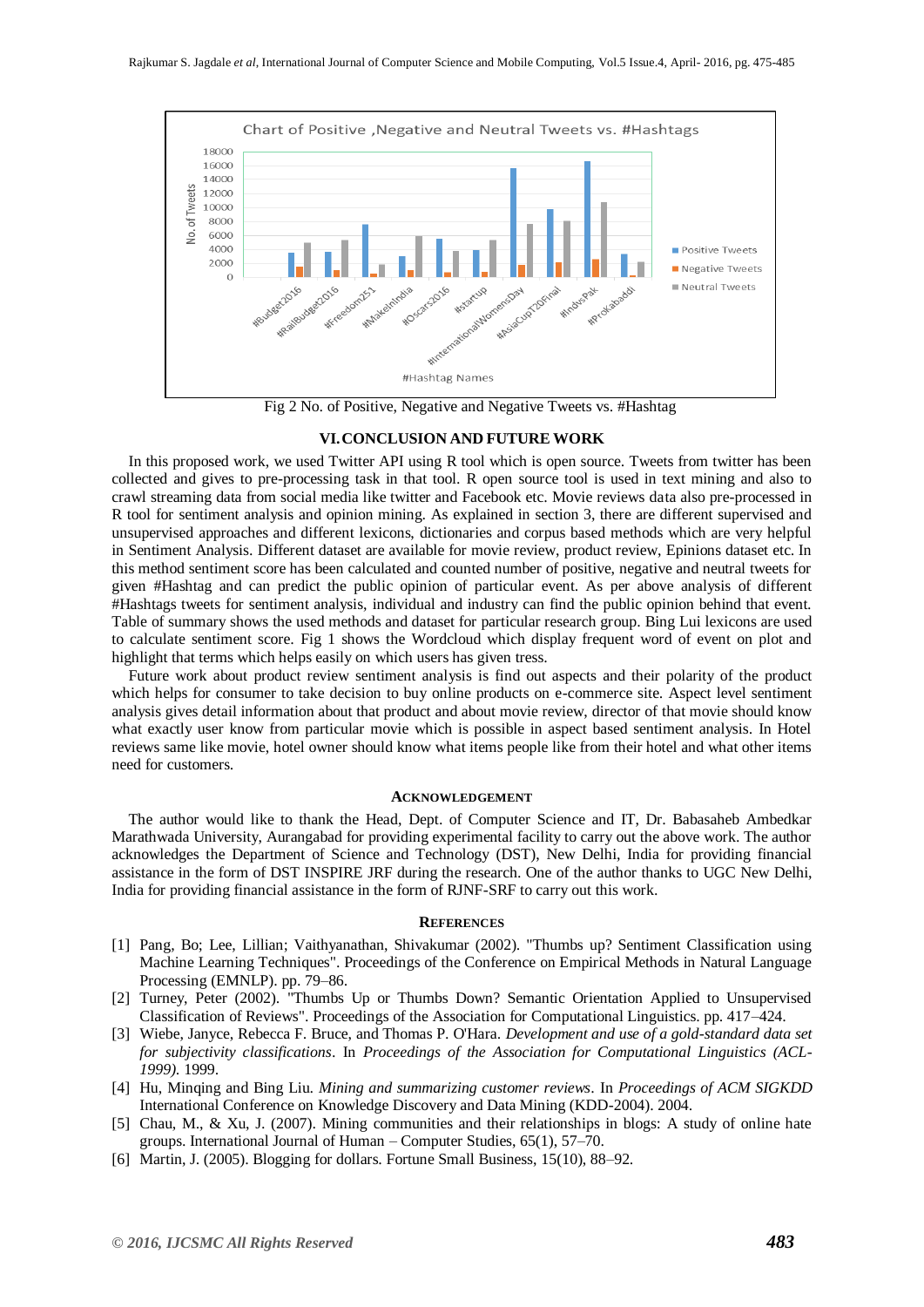Chart of Positive ,Negative and Neutral Tweets vs. #Hashtags

No. of Tweets

18000
16000
14000
12000
10000
8000
6000
4000
2000
0

#Budget2016
#RailBudget2016
#Freedom251
#MakeInIndia
#Oscars2016
#startup
#InternationalWomensDay
#AsiaCupT20Final
#IndvsPak
#ProKabaddi

#Hashtag Names

Positive Tweets
Negative Tweets
Neutral Tweets

Fig 2 No. of Positive, Negative and Negative Tweets vs. #Hashtag

## VI. CONCLUSION AND FUTURE WORK

In this proposed work, we used Twitter API using R tool which is open source. Tweets from twitter has been collected and gives to pre-processing task in that tool. R open source tool is used in text mining and also to crawl streaming data from social media like twitter and Facebook etc. Movie reviews data also pre-processed in R tool for sentiment analysis and opinion mining. As explained in section 3, there are different supervised and unsupervised approaches and different lexicons, dictionaries and corpus based methods which are very helpful in Sentiment Analysis. Different dataset are available for movie review, product review, Epinions dataset etc. In this method sentiment score has been calculated and counted number of positive, negative and neutral tweets for given #Hashtag and can predict the public opinion of particular event. As per above analysis of different #Hashtags tweets for sentiment analysis, individual and industry can find the public opinion behind that event. Table of summary shows the used methods and dataset for particular research group. Bing Lui lexicons are used to calculate sentiment score. Fig 1 shows the Wordcloud which display frequent word of event on plot and highlight that terms which helps easily on which users has given tress.

Future work about product review sentiment analysis is find out aspects and their polarity of the product which helps for consumer to take decision to buy online products on e-commerce site. Aspect level sentiment analysis gives detail information about that product and about movie review, director of that movie should know what exactly user know from particular movie which is possible in aspect based sentiment analysis. In Hotel reviews same like movie, hotel owner should know what items people like from their hotel and what other items need for customers.

## ACKNOWLEDGEMENT

The author would like to thank the Head, Dept. of Computer Science and IT, Dr. Babasaheb Ambedkar Marathwada University, Aurangabad for providing experimental facility to carry out the above work. The author acknowledges the Department of Science and Technology (DST), New Delhi, India for providing financial assistance in the form of DST INSPIRE JRF during the research. One of the author thanks to UGC New Delhi, India for providing financial assistance in the form of RJNF-SRF to carry out this work.

## REFERENCES

[1] Pang, Bo; Lee, Lillian; Vaithyanathan, Shivakumar (2002). "Thumbs up? Sentiment Classification using Machine Learning Techniques". Proceedings of the Conference on Empirical Methods in Natural Language Processing (EMNLP). pp. 79–86.

[2] Turney, Peter (2002). "Thumbs Up or Thumbs Down? Semantic Orientation Applied to Unsupervised Classification of Reviews". Proceedings of the Association for Computational Linguistics. pp. 417–424.

[3] Wiebe, Janyce, Rebecca F. Bruce, and Thomas P. O'Hara. *Development and use of a gold-standard data set for subjectivity classifications*. In *Proceedings of the Association for Computational Linguistics (ACL-1999).* 1999.

[4] Hu, Minqing and Bing Liu. *Mining and summarizing customer reviews*. In *Proceedings of ACM SIGKDD* International Conference on Knowledge Discovery and Data Mining (KDD-2004). 2004.

[5] Chau, M., & Xu, J. (2007). Mining communities and their relationships in blogs: A study of online hate groups. International Journal of Human – Computer Studies, 65(1), 57–70.

[6] Martin, J. (2005). Blogging for dollars. Fortune Small Business, 15(10), 88–92.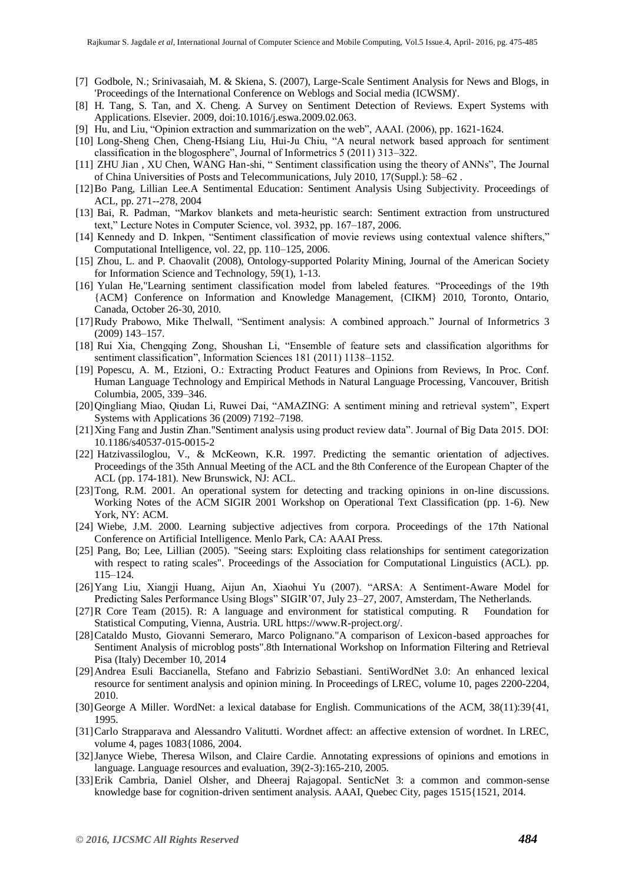[7] Godbole, N.; Srinivasaiah, M. & Skiena, S. (2007), Large-Scale Sentiment Analysis for News and Blogs, in 'Proceedings of the International Conference on Weblogs and Social media (ICWSM)'.

[8] H. Tang, S. Tan, and X. Cheng. A Survey on Sentiment Detection of Reviews. Expert Systems with Applications. Elsevier. 2009, doi:10.1016/j.eswa.2009.02.063.

[9] Hu, and Liu, "Opinion extraction and summarization on the web", AAAI. (2006), pp. 1621-1624.

[10] Long-Sheng Chen, Cheng-Hsiang Liu, Hui-Ju Chiu, "A neural network based approach for sentiment classification in the blogosphere", Journal of Informetrics 5 (2011) 313–322.

[11] ZHU Jian , XU Chen, WANG Han-shi, " Sentiment classification using the theory of ANNs", The Journal of China Universities of Posts and Telecommunications, July 2010, 17(Suppl.): 58–62 .

[12] Bo Pang, Lillian Lee.A Sentimental Education: Sentiment Analysis Using Subjectivity. Proceedings of ACL, pp. 271--278, 2004

[13] Bai, R. Padman, "Markov blankets and meta-heuristic search: Sentiment extraction from unstructured text," Lecture Notes in Computer Science, vol. 3932, pp. 167–187, 2006.

[14] Kennedy and D. Inkpen, "Sentiment classification of movie reviews using contextual valence shifters," Computational Intelligence, vol. 22, pp. 110–125, 2006.

[15] Zhou, L. and P. Chaovalit (2008), Ontology-supported Polarity Mining, Journal of the American Society for Information Science and Technology, 59(1), 1-13.

[16] Yulan He,"Learning sentiment classification model from labeled features. "Proceedings of the 19th {ACM} Conference on Information and Knowledge Management, {CIKM} 2010, Toronto, Ontario, Canada, October 26-30, 2010.

[17] Rudy Prabowo, Mike Thelwall, "Sentiment analysis: A combined approach." Journal of Informetrics 3 (2009) 143–157.

[18] Rui Xia, Chengqing Zong, Shoushan Li, "Ensemble of feature sets and classification algorithms for sentiment classification", Information Sciences 181 (2011) 1138–1152.

[19] Popescu, A. M., Etzioni, O.: Extracting Product Features and Opinions from Reviews, In Proc. Conf. Human Language Technology and Empirical Methods in Natural Language Processing, Vancouver, British Columbia, 2005, 339–346.

[20] Qingliang Miao, Qiudan Li, Ruwei Dai, "AMAZING: A sentiment mining and retrieval system", Expert Systems with Applications 36 (2009) 7192–7198.

[21] Xing Fang and Justin Zhan."Sentiment analysis using product review data". Journal of Big Data 2015. DOI: 10.1186/s40537-015-0015-2

[22] Hatzivassiloglou, V., & McKeown, K.R. 1997. Predicting the semantic orientation of adjectives. Proceedings of the 35th Annual Meeting of the ACL and the 8th Conference of the European Chapter of the ACL (pp. 174-181). New Brunswick, NJ: ACL.

[23] Tong, R.M. 2001. An operational system for detecting and tracking opinions in on-line discussions. Working Notes of the ACM SIGIR 2001 Workshop on Operational Text Classification (pp. 1-6). New York, NY: ACM.

[24] Wiebe, J.M. 2000. Learning subjective adjectives from corpora. Proceedings of the 17th National Conference on Artificial Intelligence. Menlo Park, CA: AAAI Press.

[25] Pang, Bo; Lee, Lillian (2005). "Seeing stars: Exploiting class relationships for sentiment categorization with respect to rating scales". Proceedings of the Association for Computational Linguistics (ACL). pp. 115–124.

[26] Yang Liu, Xiangji Huang, Aijun An, Xiaohui Yu (2007). "ARSA: A Sentiment-Aware Model for Predicting Sales Performance Using Blogs" SIGIR'07, July 23–27, 2007, Amsterdam, The Netherlands.

[27] R Core Team (2015). R: A language and environment for statistical computing. R Foundation for Statistical Computing, Vienna, Austria. URL https://www.R-project.org/.

[28] Cataldo Musto, Giovanni Semeraro, Marco Polignano."A comparison of Lexicon-based approaches for Sentiment Analysis of microblog posts".8th International Workshop on Information Filtering and Retrieval Pisa (Italy) December 10, 2014

[29] Andrea Esuli Baccianella, Stefano and Fabrizio Sebastiani. SentiWordNet 3.0: An enhanced lexical resource for sentiment analysis and opinion mining. In Proceedings of LREC, volume 10, pages 2200-2204, 2010.

[30] George A Miller. WordNet: a lexical database for English. Communications of the ACM, 38(11):39{41, 1995.

[31] Carlo Strapparava and Alessandro Valitutti. Wordnet affect: an affective extension of wordnet. In LREC, volume 4, pages 1083{1086, 2004.

[32] Janyce Wiebe, Theresa Wilson, and Claire Cardie. Annotating expressions of opinions and emotions in language. Language resources and evaluation, 39(2-3):165-210, 2005.

[33] Erik Cambria, Daniel Olsher, and Dheeraj Rajagopal. SenticNet 3: a common and common-sense knowledge base for cognition-driven sentiment analysis. AAAI, Quebec City, pages 1515{1521, 2014.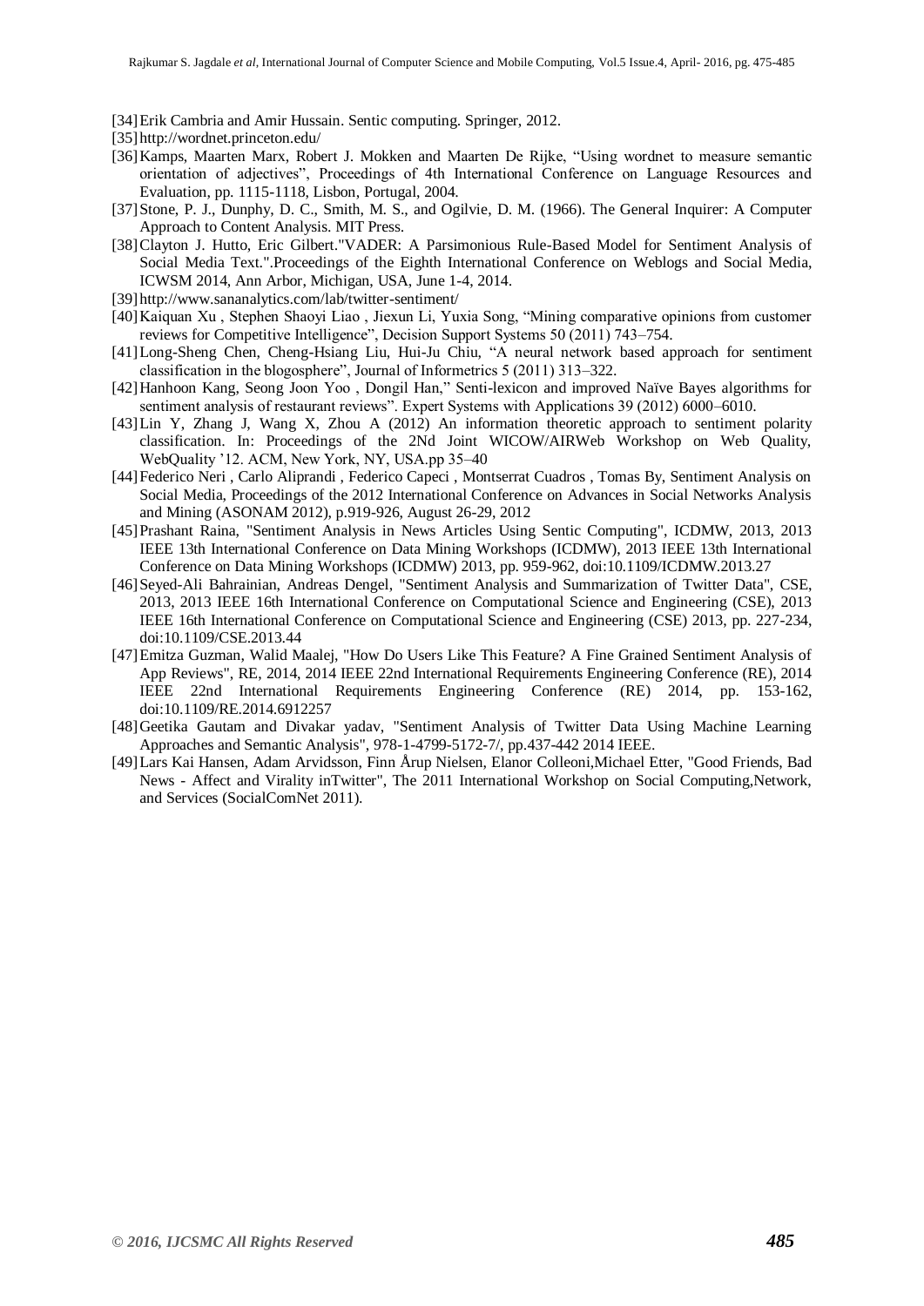[34] Erik Cambria and Amir Hussain. Sentic computing. Springer, 2012.

[35] http://wordnet.princeton.edu/

[36] Kamps, Maarten Marx, Robert J. Mokken and Maarten De Rijke, "Using wordnet to measure semantic orientation of adjectives", Proceedings of 4th International Conference on Language Resources and Evaluation, pp. 1115-1118, Lisbon, Portugal, 2004.

[37] Stone, P. J., Dunphy, D. C., Smith, M. S., and Ogilvie, D. M. (1966). The General Inquirer: A Computer Approach to Content Analysis. MIT Press.

[38] Clayton J. Hutto, Eric Gilbert."VADER: A Parsimonious Rule-Based Model for Sentiment Analysis of Social Media Text.".Proceedings of the Eighth International Conference on Weblogs and Social Media, ICWSM 2014, Ann Arbor, Michigan, USA, June 1-4, 2014.

[39] http://www.sananalytics.com/lab/twitter-sentiment/

[40] Kaiquan Xu , Stephen Shaoyi Liao , Jiexun Li, Yuxia Song, "Mining comparative opinions from customer reviews for Competitive Intelligence", Decision Support Systems 50 (2011) 743–754.

[41] Long-Sheng Chen, Cheng-Hsiang Liu, Hui-Ju Chiu, "A neural network based approach for sentiment classification in the blogosphere", Journal of Informetrics 5 (2011) 313–322.

[42] Hanhoon Kang, Seong Joon Yoo , Dongil Han," Senti-lexicon and improved Naïve Bayes algorithms for sentiment analysis of restaurant reviews". Expert Systems with Applications 39 (2012) 6000–6010.

[43] Lin Y, Zhang J, Wang X, Zhou A (2012) An information theoretic approach to sentiment polarity classification. In: Proceedings of the 2Nd Joint WICOW/AIRWeb Workshop on Web Quality, WebQuality '12. ACM, New York, NY, USA.pp 35–40

[44] Federico Neri , Carlo Aliprandi , Federico Capeci , Montserrat Cuadros , Tomas By, Sentiment Analysis on Social Media, Proceedings of the 2012 International Conference on Advances in Social Networks Analysis and Mining (ASONAM 2012), p.919-926, August 26-29, 2012

[45] Prashant Raina, "Sentiment Analysis in News Articles Using Sentic Computing", ICDMW, 2013, 2013 IEEE 13th International Conference on Data Mining Workshops (ICDMW), 2013 IEEE 13th International Conference on Data Mining Workshops (ICDMW) 2013, pp. 959-962, doi:10.1109/ICDMW.2013.27

[46] Seyed-Ali Bahrainian, Andreas Dengel, "Sentiment Analysis and Summarization of Twitter Data", CSE, 2013, 2013 IEEE 16th International Conference on Computational Science and Engineering (CSE), 2013 IEEE 16th International Conference on Computational Science and Engineering (CSE) 2013, pp. 227-234, doi:10.1109/CSE.2013.44

[47] Emitza Guzman, Walid Maalej, "How Do Users Like This Feature? A Fine Grained Sentiment Analysis of App Reviews", RE, 2014, 2014 IEEE 22nd International Requirements Engineering Conference (RE), 2014 IEEE 22nd International Requirements Engineering Conference (RE) 2014, pp. 153-162, doi:10.1109/RE.2014.6912257

[48] Geetika Gautam and Divakar yadav, "Sentiment Analysis of Twitter Data Using Machine Learning Approaches and Semantic Analysis", 978-1-4799-5172-7/, pp.437-442 2014 IEEE.

[49] Lars Kai Hansen, Adam Arvidsson, Finn Årup Nielsen, Elanor Colleoni,Michael Etter, "Good Friends, Bad News - Affect and Virality inTwitter", The 2011 International Workshop on Social Computing,Network, and Services (SocialComNet 2011).